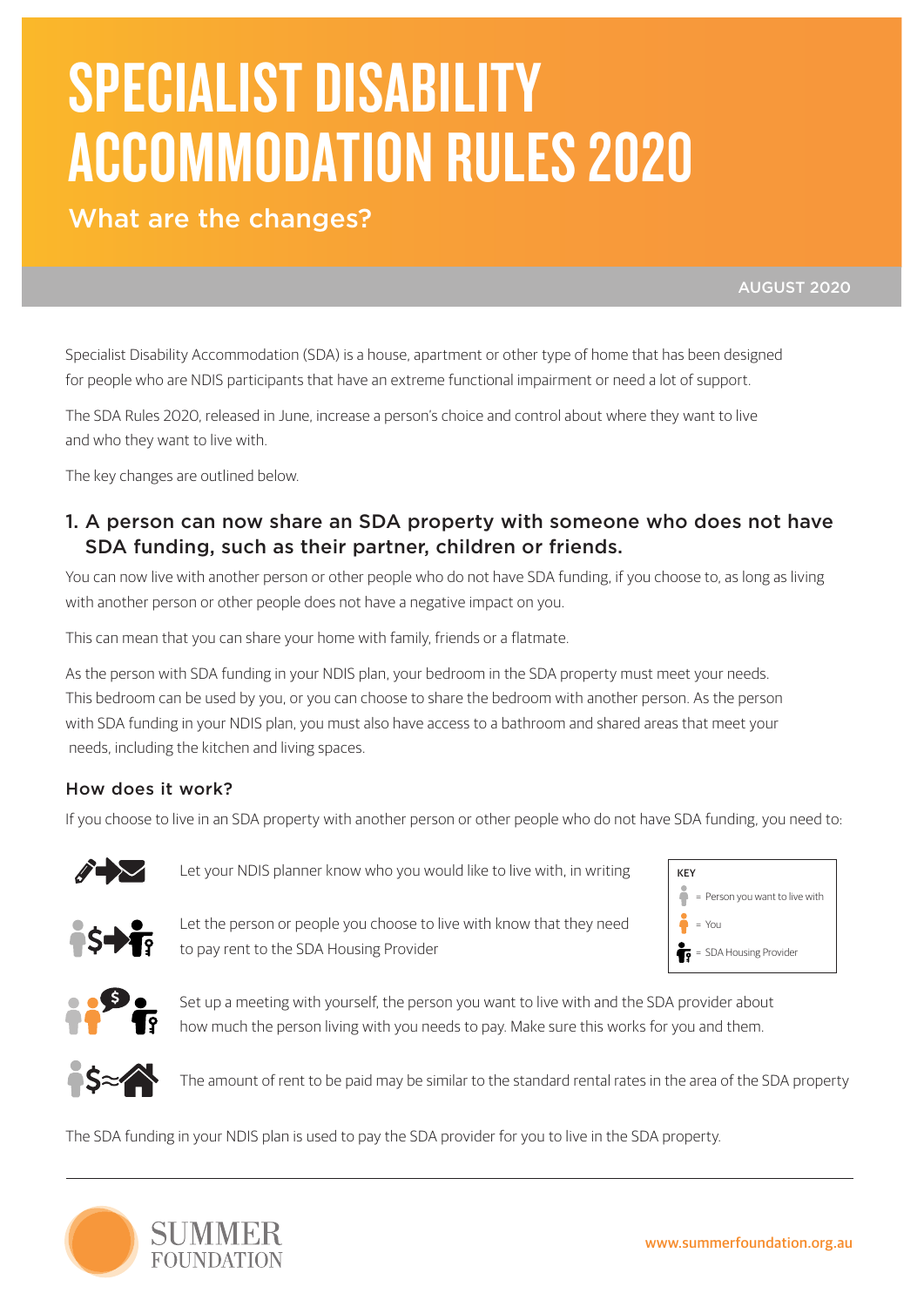# SPECIALIST DISABILITY ACCOMMODATION RULES 2020

What are the changes?

AUGUST 2020

Specialist Disability Accommodation (SDA) is a house, apartment or other type of home that has been designed for people who are NDIS participants that have an extreme functional impairment or need a lot of support.

The SDA Rules 2020, released in June, increase a person's choice and control about where they want to live and who they want to live with.

The key changes are outlined below.

## 1. A person can now share an SDA property with someone who does not have SDA funding, such as their partner, children or friends.

You can now live with another person or other people who do not have SDA funding, if you choose to, as long as living with another person or other people does not have a negative impact on you.

This can mean that you can share your home with family, friends or a flatmate.

As the person with SDA funding in your NDIS plan, your bedroom in the SDA property must meet your needs. This bedroom can be used by you, or you can choose to share the bedroom with another person. As the person with SDA funding in your NDIS plan, you must also have access to a bathroom and shared areas that meet your needs, including the kitchen and living spaces.

### How does it work?

If you choose to live in an SDA property with another person or other people who do not have SDA funding, you need to:

KEY
- = Person you want to live with
- = You
- = SDA Housing Provider

- Let your NDIS planner know who you would like to live with, in writing
- Let the person or people you choose to live with know that they need to pay rent to the SDA Housing Provider
- Set up a meeting with yourself, the person you want to live with and the SDA provider about how much the person living with you needs to pay. Make sure this works for you and them.
- The amount of rent to be paid may be similar to the standard rental rates in the area of the SDA property

The SDA funding in your NDIS plan is used to pay the SDA provider for you to live in the SDA property.

SUMMER FOUNDATION

www.summerfoundation.org.au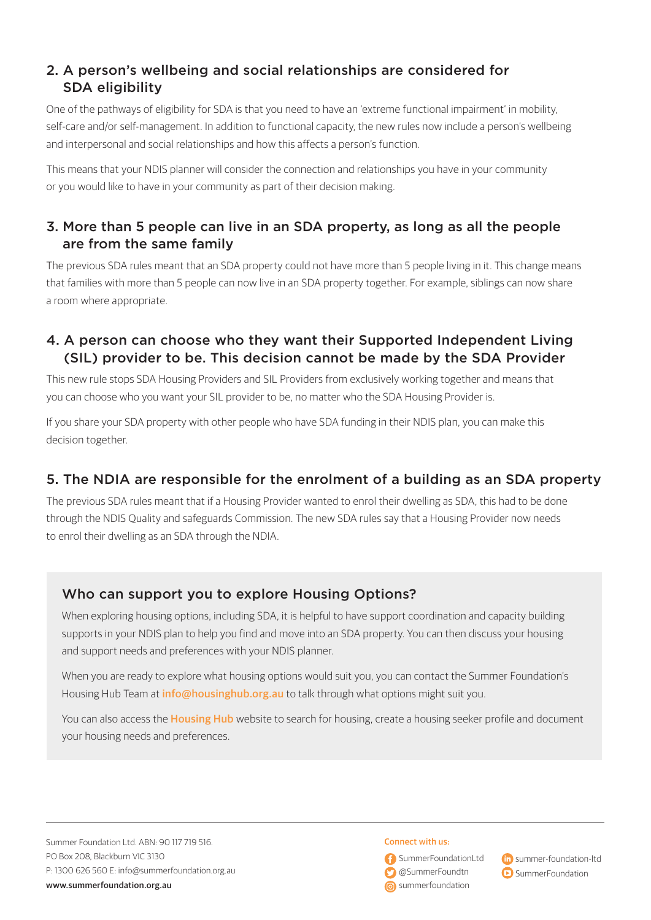## 2. A person's wellbeing and social relationships are considered for SDA eligibility

One of the pathways of eligibility for SDA is that you need to have an 'extreme functional impairment' in mobility, self-care and/or self-management. In addition to functional capacity, the new rules now include a person's wellbeing and interpersonal and social relationships and how this affects a person's function.

This means that your NDIS planner will consider the connection and relationships you have in your community or you would like to have in your community as part of their decision making.

## 3. More than 5 people can live in an SDA property, as long as all the people are from the same family

The previous SDA rules meant that an SDA property could not have more than 5 people living in it. This change means that families with more than 5 people can now live in an SDA property together. For example, siblings can now share a room where appropriate.

## 4. A person can choose who they want their Supported Independent Living (SIL) provider to be. This decision cannot be made by the SDA Provider

This new rule stops SDA Housing Providers and SIL Providers from exclusively working together and means that you can choose who you want your SIL provider to be, no matter who the SDA Housing Provider is.

If you share your SDA property with other people who have SDA funding in their NDIS plan, you can make this decision together.

## 5. The NDIA are responsible for the enrolment of a building as an SDA property

The previous SDA rules meant that if a Housing Provider wanted to enrol their dwelling as SDA, this had to be done through the NDIS Quality and safeguards Commission. The new SDA rules say that a Housing Provider now needs to enrol their dwelling as an SDA through the NDIA.

### Who can support you to explore Housing Options?

When exploring housing options, including SDA, it is helpful to have support coordination and capacity building supports in your NDIS plan to help you find and move into an SDA property. You can then discuss your housing and support needs and preferences with your NDIS planner.

When you are ready to explore what housing options would suit you, you can contact the Summer Foundation's Housing Hub Team at info@housinghub.org.au to talk through what options might suit you.

You can also access the Housing Hub website to search for housing, create a housing seeker profile and document your housing needs and preferences.

---

Summer Foundation Ltd. ABN: 90 117 719 516.
PO Box 208, Blackburn VIC 3130
P: 1300 626 560 E: info@summerfoundation.org.au
**www.summerfoundation.org.au**

Connect with us:
SummerFoundationLtd
@SummerFoundtn
summerfoundation
summer-foundation-ltd
SummerFoundation